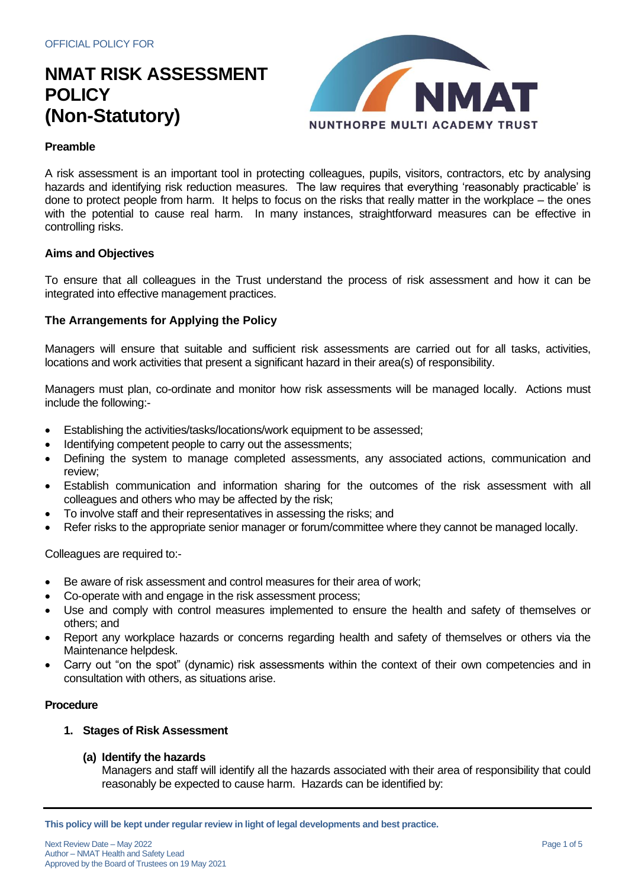OFFICIAL POLICY FOR

# NMAT RISK ASSESSMENT POLICY (Non-Statutory)

### Preamble

A risk assessment is an important tool in protecting colleagues, pupils, visitors, contractors, etc by analysing hazards and identifying risk reduction measures. The law requires that everything 'reasonably practicable' is done to protect people from harm. It helps to focus on the risks that really matter in the workplace – the ones with the potential to cause real harm. In many instances, straightforward measures can be effective in controlling risks.

### Aims and Objectives

To ensure that all colleagues in the Trust understand the process of risk assessment and how it can be integrated into effective management practices.

### The Arrangements for Applying the Policy

Managers will ensure that suitable and sufficient risk assessments are carried out for all tasks, activities, locations and work activities that present a significant hazard in their area(s) of responsibility.

Managers must plan, co-ordinate and monitor how risk assessments will be managed locally. Actions must include the following:-

- Establishing the activities/tasks/locations/work equipment to be assessed;
- Identifying competent people to carry out the assessments;
- Defining the system to manage completed assessments, any associated actions, communication and review;
- Establish communication and information sharing for the outcomes of the risk assessment with all colleagues and others who may be affected by the risk;
- To involve staff and their representatives in assessing the risks; and
- Refer risks to the appropriate senior manager or forum/committee where they cannot be managed locally.

Colleagues are required to:-

- Be aware of risk assessment and control measures for their area of work;
- Co-operate with and engage in the risk assessment process;
- Use and comply with control measures implemented to ensure the health and safety of themselves or others; and
- Report any workplace hazards or concerns regarding health and safety of themselves or others via the Maintenance helpdesk.
- Carry out "on the spot" (dynamic) risk assessments within the context of their own competencies and in consultation with others, as situations arise.

### Procedure

1. **Stages of Risk Assessment**

   **(a) Identify the hazards**
   Managers and staff will identify all the hazards associated with their area of responsibility that could reasonably be expected to cause harm. Hazards can be identified by:

**This policy will be kept under regular review in light of legal developments and best practice.**

Next Review Date – May 2022
Author – NMAT Health and Safety Lead
Approved by the Board of Trustees on 19 May 2021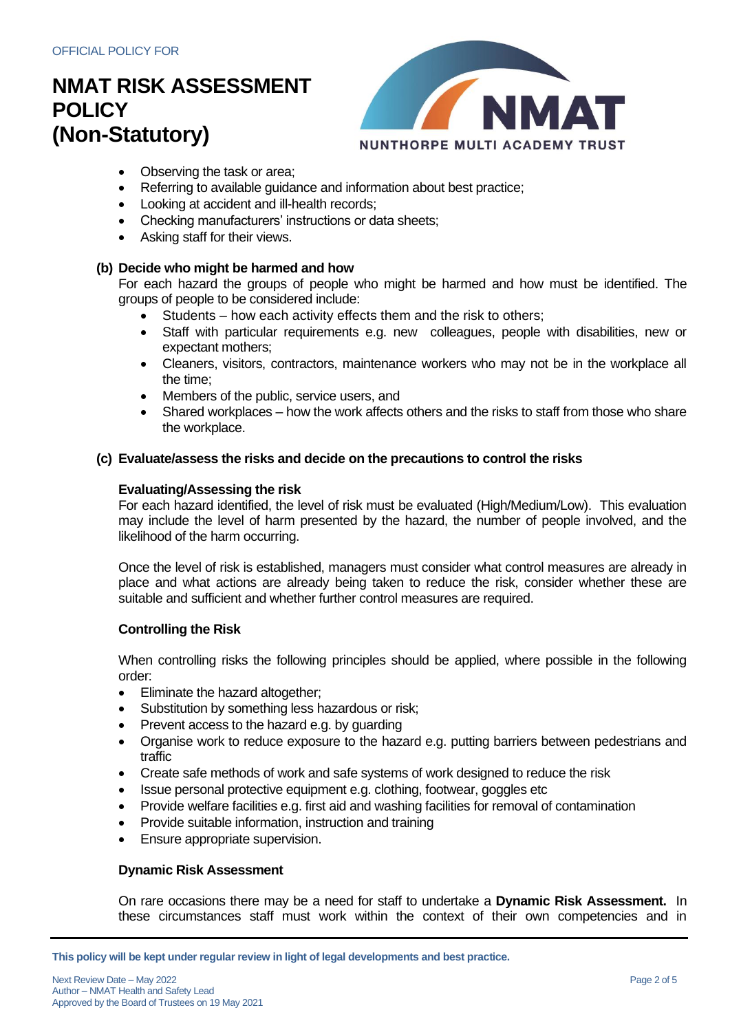- Observing the task or area;
- Referring to available guidance and information about best practice;
- Looking at accident and ill-health records;
- Checking manufacturers' instructions or data sheets;
- Asking staff for their views.

### (b) Decide who might be harmed and how

For each hazard identified the groups of people who might be harmed and how must be identified. The groups of people to be considered include:

- Students – how each activity effects them and the risk to others;
- Staff with particular requirements e.g. new colleagues, people with disabilities, new or expectant mothers;
- Cleaners, visitors, contractors, maintenance workers who may not be in the workplace all the time;
- Members of the public, service users, and
- Shared workplaces – how the work affects others and the risks to staff from those who share the workplace.

### (c) Evaluate/assess the risks and decide on the precautions to control the risks

#### Evaluating/Assessing the risk

For each hazard identified, the level of risk must be evaluated (High/Medium/Low). This evaluation may include the level of harm presented by the hazard, the number of people involved, and the likelihood of the harm occurring.

Once the level of risk is established, managers must consider what control measures are already in place and what actions are already being taken to reduce the risk, consider whether these are suitable and sufficient and whether further control measures are required.

#### Controlling the Risk

When controlling risks the following principles should be applied, where possible in the following order:

- Eliminate the hazard altogether;
- Substitution by something less hazardous or risk;
- Prevent access to the hazard e.g. by guarding
- Organise work to reduce exposure to the hazard e.g. putting barriers between pedestrians and traffic
- Create safe methods of work and safe systems of work designed to reduce the risk
- Issue personal protective equipment e.g. clothing, footwear, goggles etc
- Provide welfare facilities e.g. first aid and washing facilities for removal of contamination
- Provide suitable information, instruction and training
- Ensure appropriate supervision.

#### Dynamic Risk Assessment

On rare occasions there may be a need for staff to undertake a **Dynamic Risk Assessment.** In these circumstances staff must work within the context of their own competencies and in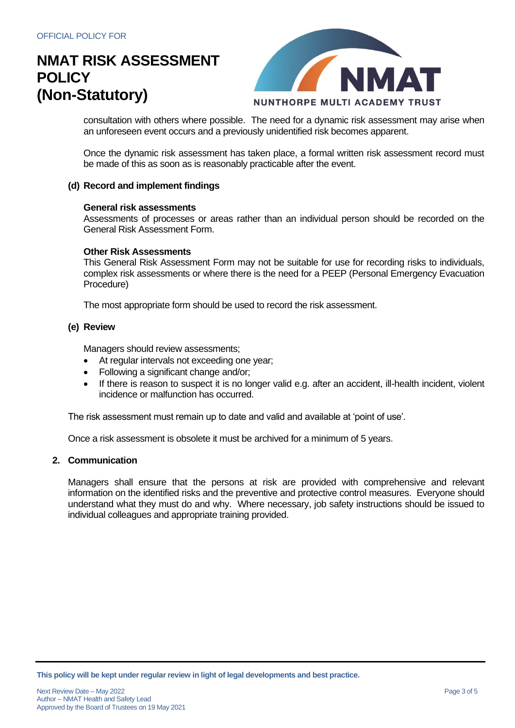consultation with others where possible. The need for a dynamic risk assessment may arise when an unforeseen event occurs and a previously unidentified risk becomes apparent.

Once the dynamic risk assessment has taken place, a formal written risk assessment record must be made of this as soon as is reasonably practicable after the event.

**(d) Record and implement findings**

**General risk assessments**
Assessments of processes or areas rather than an individual person should be recorded on the General Risk Assessment Form.

**Other Risk Assessments**
This General Risk Assessment Form may not be suitable for use for recording risks to individuals, complex risk assessments or where there is the need for a PEEP (Personal Emergency Evacuation Procedure)

The most appropriate form should be used to record the risk assessment.

**(e) Review**

Managers should review assessments;

- At regular intervals not exceeding one year;
- Following a significant change and/or;
- If there is reason to suspect it is no longer valid e.g. after an accident, ill-health incident, violent incidence or malfunction has occurred.

The risk assessment must remain up to date and valid and available at 'point of use'.

Once a risk assessment is obsolete it must be archived for a minimum of 5 years.

## 2. Communication

Managers shall ensure that the persons at risk are provided with comprehensive and relevant information on the identified risks and the preventive and protective control measures. Everyone should understand what they must do and why. Where necessary, job safety instructions should be issued to individual colleagues and appropriate training provided.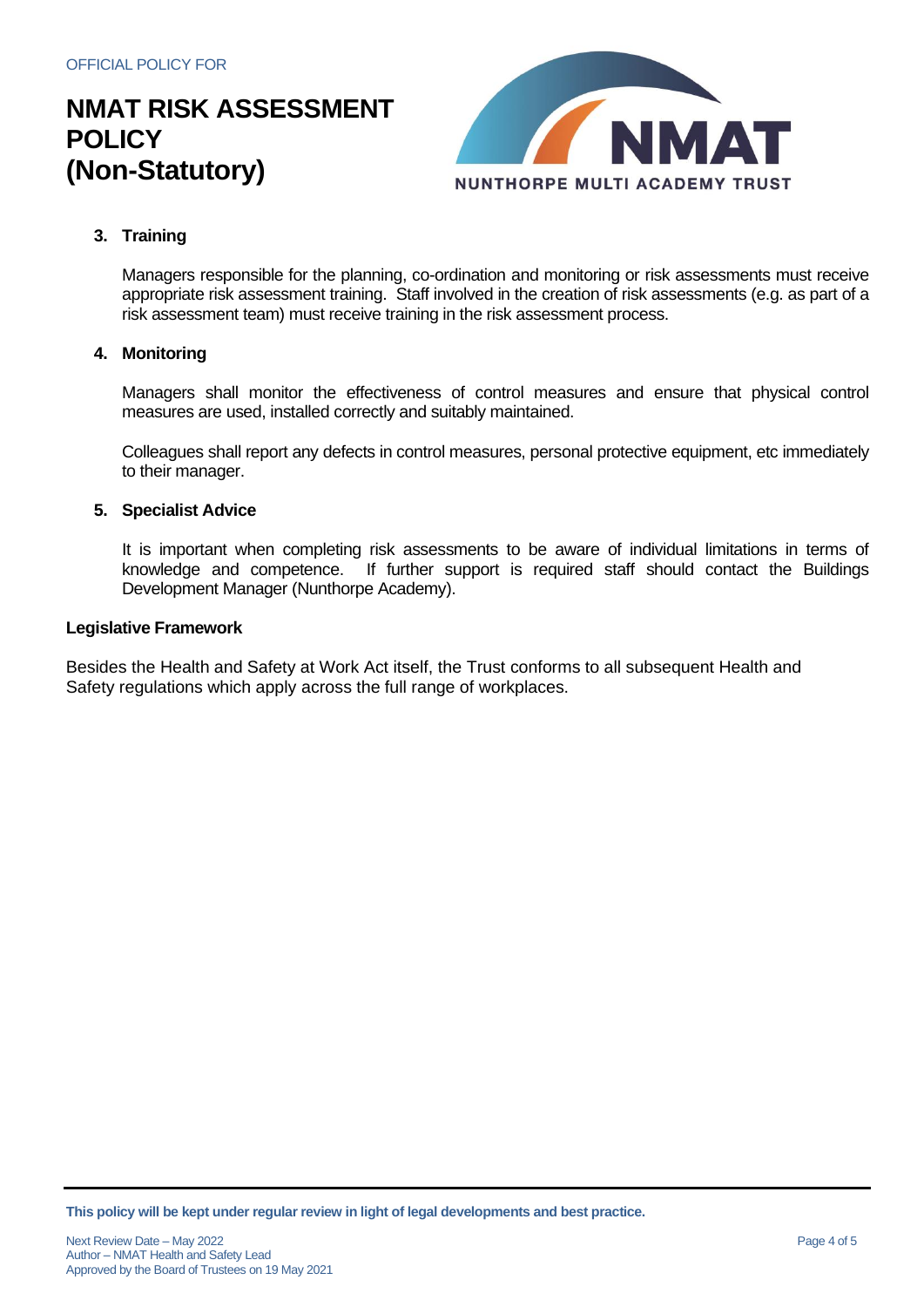### 3. Training

Managers responsible for the planning, co-ordination and monitoring or risk assessments must receive appropriate risk assessment training. Staff involved in the creation of risk assessments (e.g. as part of a risk assessment team) must receive training in the risk assessment process.

### 4. Monitoring

Managers shall monitor the effectiveness of control measures and ensure that physical control measures are used, installed correctly and suitably maintained.

Colleagues shall report any defects in control measures, personal protective equipment, etc immediately to their manager.

### 5. Specialist Advice

It is important when completing risk assessments to be aware of individual limitations in terms of knowledge and competence. If further support is required staff should contact the Buildings Development Manager (Nunthorpe Academy).

## Legislative Framework

Besides the Health and Safety at Work Act itself, the Trust conforms to all subsequent Health and Safety regulations which apply across the full range of workplaces.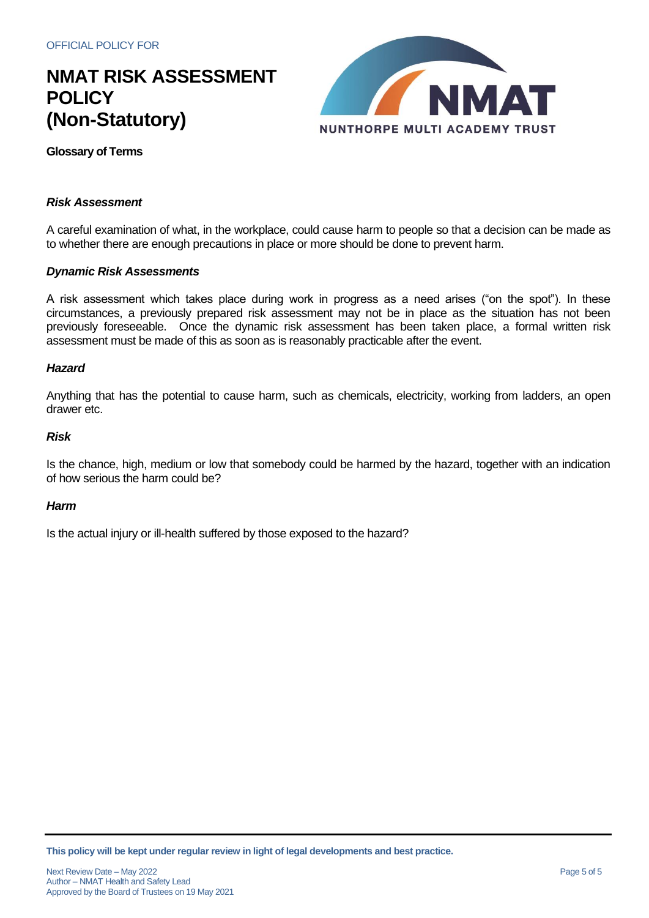OFFICIAL POLICY FOR

# NMAT RISK ASSESSMENT POLICY (Non-Statutory)

**Glossary of Terms**

***Risk Assessment***

A careful examination of what, in the workplace, could cause harm to people so that a decision can be made as to whether there are enough precautions in place or more should be done to prevent harm.

***Dynamic Risk Assessments***

A risk assessment which takes place during work in progress as a need arises ("on the spot"). In these circumstances, a previously prepared risk assessment may not be in place as the situation has not been previously foreseeable. Once the dynamic risk assessment has been taken place, a formal written risk assessment must be made of this as soon as is reasonably practicable after the event.

***Hazard***

Anything that has the potential to cause harm, such as chemicals, electricity, working from ladders, an open drawer etc.

***Risk***

Is the chance, high, medium or low that somebody could be harmed by the hazard, together with an indication of how serious the harm could be?

***Harm***

Is the actual injury or ill-health suffered by those exposed to the hazard?

**This policy will be kept under regular review in light of legal developments and best practice.**

Next Review Date – May 2022
Author – NMAT Health and Safety Lead
Approved by the Board of Trustees on 19 May 2021